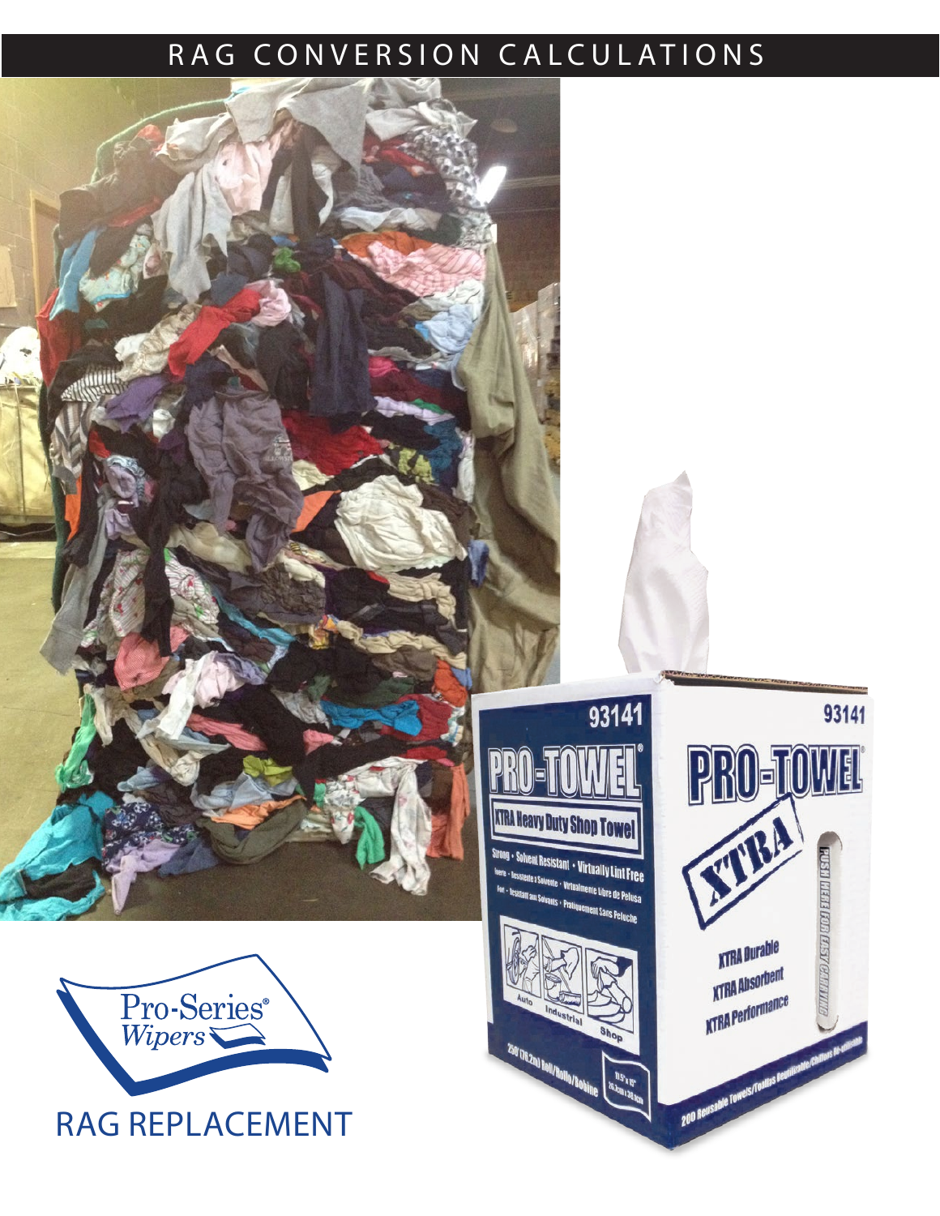# RAG CONVERSION CALCULATIONS

Pro-Series® Wipers

## RAG REPLACEMENT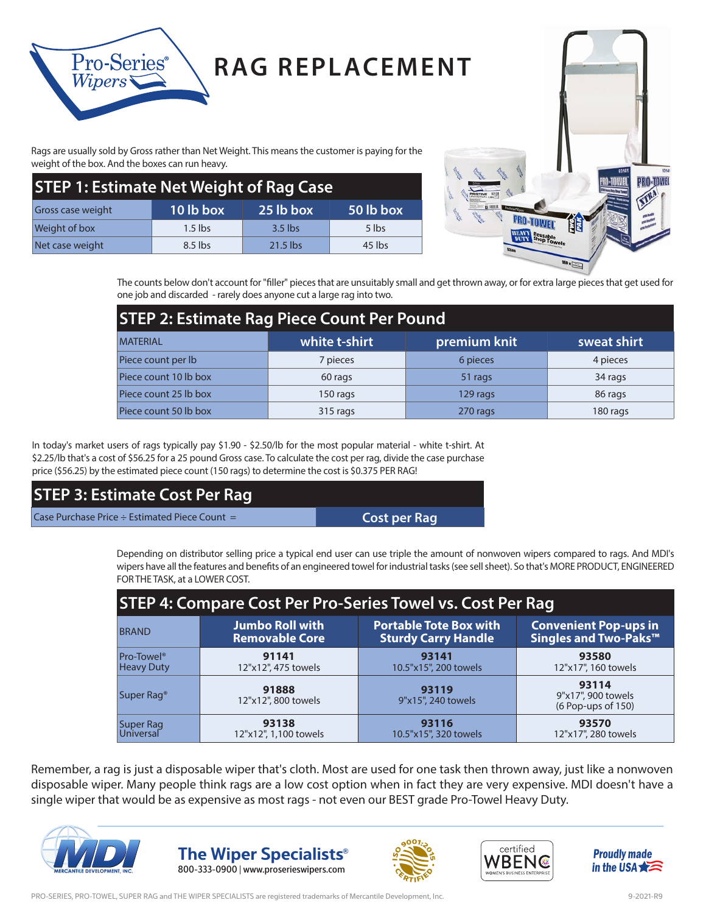# RAG REPLACEMENT

Rags are usually sold by Gross rather than Net Weight. This means the customer is paying for the weight of the box. And the boxes can run heavy.

## STEP 1: Estimate Net Weight of Rag Case

| Gross case weight | 10 lb box | 25 lb box | 50 lb box |
|---|---|---|---|
| Weight of box | 1.5 lbs | 3.5 lbs | 5 lbs |
| Net case weight | 8.5 lbs | 21.5 lbs | 45 lbs |

The counts below don't account for "filler" pieces that are unsuitably small and get thrown away, or for extra large pieces that get used for one job and discarded - rarely does anyone cut a large rag into two.

## STEP 2: Estimate Rag Piece Count Per Pound

| MATERIAL | white t-shirt | premium knit | sweat shirt |
|---|---|---|---|
| Piece count per lb | 7 pieces | 6 pieces | 4 pieces |
| Piece count 10 lb box | 60 rags | 51 rags | 34 rags |
| Piece count 25 lb box | 150 rags | 129 rags | 86 rags |
| Piece count 50 lb box | 315 rags | 270 rags | 180 rags |

In today's market users of rags typically pay $1.90 - $2.50/lb for the most popular material - white t-shirt. At $2.25/lb that's a cost of $56.25 for a 25 pound Gross case. To calculate the cost per rag, divide the case purchase price ($56.25) by the estimated piece count (150 rags) to determine the cost is $0.375 PER RAG!

## STEP 3: Estimate Cost Per Rag

| | |
|---|---|
| Case Purchase Price ÷ Estimated Piece Count = | Cost per Rag |

Depending on distributor selling price a typical end user can use triple the amount of nonwoven wipers compared to rags. And MDI's wipers have all the features and benefits of an engineered towel for industrial tasks (see sell sheet). So that's MORE PRODUCT, ENGINEERED FOR THE TASK, at a LOWER COST.

## STEP 4: Compare Cost Per Pro-Series Towel vs. Cost Per Rag

| BRAND | Jumbo Roll with Removable Core | Portable Tote Box with Sturdy Carry Handle | Convenient Pop-ups in Singles and Two-Paks™ |
|---|---|---|---|
| Pro-Towel® Heavy Duty | **91141** 12"x12", 475 towels | **93141** 10.5"x15", 200 towels | **93580** 12"x17", 160 towels |
| Super Rag® | **91888** 12"x12", 800 towels | **93119** 9"x15", 240 towels | **93114** 9"x17", 900 towels (6 Pop-ups of 150) |
| Super Rag Universal | **93138** 12"x12", 1,100 towels | **93116** 10.5"x15", 320 towels | **93570** 12"x17", 280 towels |

Remember, a rag is just a disposable wiper that's cloth. Most are used for one task then thrown away, just like a nonwoven disposable wiper. Many people think rags are a low cost option when in fact they are very expensive. MDI doesn't have a single wiper that would be as expensive as most rags - not even our BEST grade Pro-Towel Heavy Duty.

**The Wiper Specialists®**
800-333-0900 | www.proserieswipers.com

PRO-SERIES, PRO-TOWEL, SUPER RAG and THE WIPER SPECIALISTS are registered trademarks of Mercantile Development, Inc.

9-2021-R9